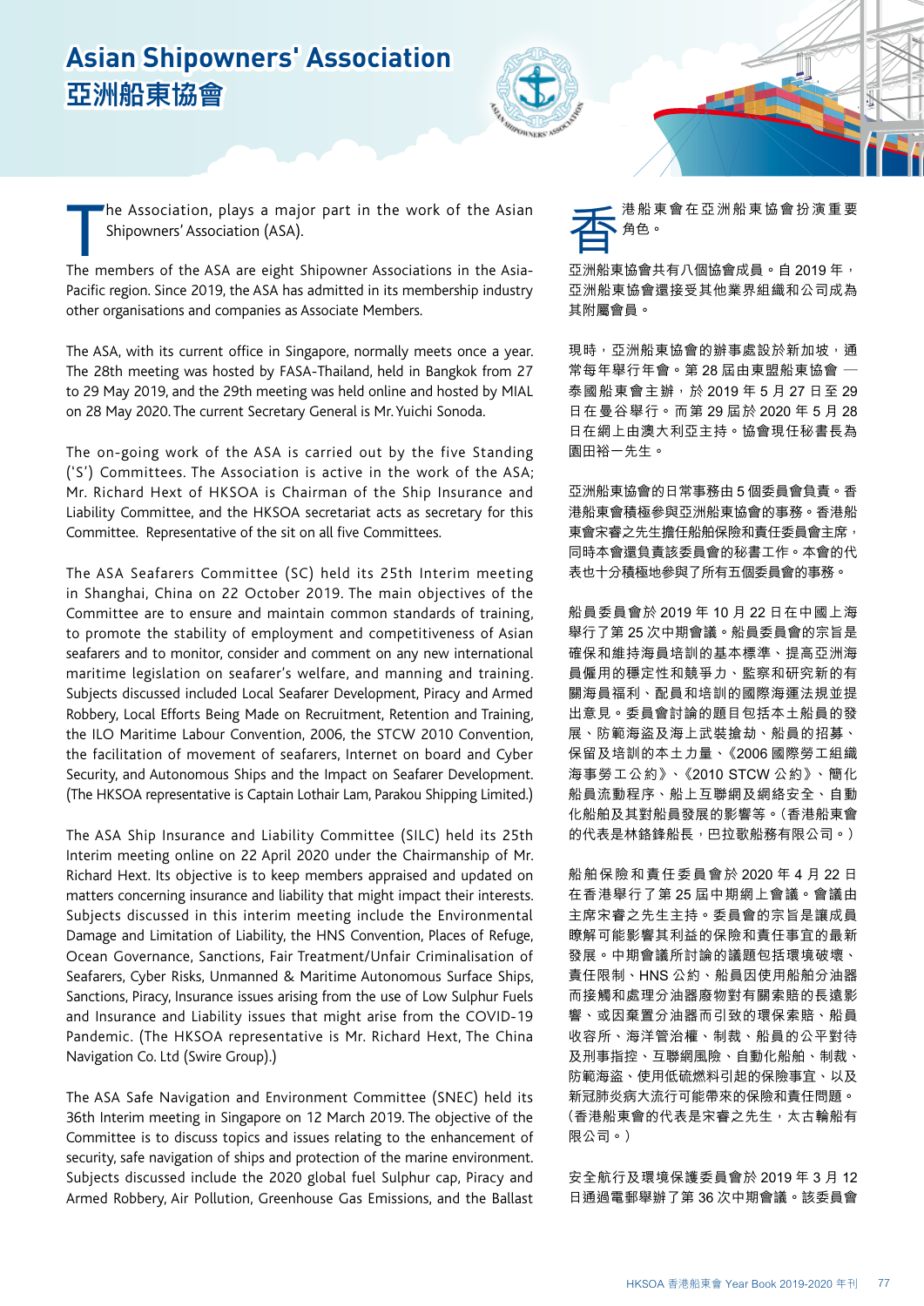# Asian Shipowners' Association
# 亞洲船東協會

The Association, plays a major part in the work of the Asian Shipowners' Association (ASA).

The members of the ASA are eight Shipowner Associations in the Asia-Pacific region. Since 2019, the ASA has admitted in its membership industry other organisations and companies as Associate Members.

The ASA, with its current office in Singapore, normally meets once a year. The 28th meeting was hosted by FASA-Thailand, held in Bangkok from 27 to 29 May 2019, and the 29th meeting was held online and hosted by MIAL on 28 May 2020. The current Secretary General is Mr. Yuichi Sonoda.

The on-going work of the ASA is carried out by the five Standing ('S') Committees. The Association is active in the work of the ASA; Mr. Richard Hext of HKSOA is Chairman of the Ship Insurance and Liability Committee, and the HKSOA secretariat acts as secretary for this Committee. Representative of the sit on all five Committees.

The ASA Seafarers Committee (SC) held its 25th Interim meeting in Shanghai, China on 22 October 2019. The main objectives of the Committee are to ensure and maintain common standards of training, to promote the stability of employment and competitiveness of Asian seafarers and to monitor, consider and comment on any new international maritime legislation on seafarer's welfare, and manning and training. Subjects discussed included Local Seafarer Development, Piracy and Armed Robbery, Local Efforts Being Made on Recruitment, Retention and Training, the ILO Maritime Labour Convention, 2006, the STCW 2010 Convention, the facilitation of movement of seafarers, Internet on board and Cyber Security, and Autonomous Ships and the Impact on Seafarer Development. (The HKSOA representative is Captain Lothair Lam, Parakou Shipping Limited.)

The ASA Ship Insurance and Liability Committee (SILC) held its 25th Interim meeting online on 22 April 2020 under the Chairmanship of Mr. Richard Hext. Its objective is to keep members appraised and updated on matters concerning insurance and liability that might impact their interests. Subjects discussed in this interim meeting include the Environmental Damage and Limitation of Liability, the HNS Convention, Places of Refuge, Ocean Governance, Sanctions, Fair Treatment/Unfair Criminalisation of Seafarers, Cyber Risks, Unmanned & Maritime Autonomous Surface Ships, Sanctions, Piracy, Insurance issues arising from the use of Low Sulphur Fuels and Insurance and Liability issues that might arise from the COVID-19 Pandemic. (The HKSOA representative is Mr. Richard Hext, The China Navigation Co. Ltd (Swire Group).)

The ASA Safe Navigation and Environment Committee (SNEC) held its 36th Interim meeting in Singapore on 12 March 2019. The objective of the Committee is to discuss topics and issues relating to the enhancement of security, safe navigation of ships and protection of the marine environment. Subjects discussed include the 2020 global fuel Sulphur cap, Piracy and Armed Robbery, Air Pollution, Greenhouse Gas Emissions, and the Ballast

香港船東會在亞洲船東協會扮演重要角色。

亞洲船東協會共有八個協會成員。自 2019 年，亞洲船東協會還接受其他業界組織和公司成為其附屬會員。

現時，亞洲船東協會的辦事處設於新加坡，通常每年舉行年會。第 28 屆由東盟船東協會 — 泰國船東會主辦，於 2019 年 5 月 27 日至 29 日在曼谷舉行。而第 29 屆於 2020 年 5 月 28 日在網上由澳大利亞主持。協會現任秘書長為園田裕一先生。

亞洲船東協會的日常事務由 5 個委員會負責。香港船東會積極參與亞洲船東協會的事務。香港船東會宋睿之先生擔任船舶保險和責任委員會主席，同時本會還負責該委員會的秘書工作。本會的代表也十分積極地參與了所有五個委員會的事務。

船員委員會於 2019 年 10 月 22 日在中國上海舉行了第 25 次中期會議。船員委員會的宗旨是確保和維持海員培訓的基本標準、提高亞洲海員僱用的穩定性和競爭力、監察和研究新的有關海員福利、配員和培訓的國際海運法規並提出意見。委員會討論的題目包括本土船員的發展、防範海盜及海上武裝搶劫、船員的招募、保留及培訓的本土力量、《2006 國際勞工組織海事勞工公約》、《2010 STCW 公約》、簡化船員流動程序、船上互聯網及網絡安全、自動化船舶及其對船員發展的影響等。（香港船東會的代表是林銘鋒船長，巴拉歌船務有限公司。）

船舶保險和責任委員會於 2020 年 4 月 22 日在香港舉行了第 25 屆中期網上會議。會議由主席宋睿之先生主持。委員會的宗旨是讓成員瞭解可能影響其利益的保險和責任事宜的最新發展。中期會議所討論的議題包括環境破壞、責任限制、HNS 公約、船員因使用船舶分油器而接觸和處理分油器廢物對有關索賠的長遠影響、或因棄置分油器而引致的環保索賠、船員收容所、海洋管治權、制裁、船員的公平對待及刑事指控、互聯網風險、自動化船舶、制裁、防範海盜、使用低硫燃料引起的保險事宜、以及新冠肺炎病大流行可能帶來的保險和責任問題。（香港船東會的代表是宋睿之先生，太古輪船有限公司。）

安全航行及環境保護委員會於 2019 年 3 月 12 日通過電郵舉辦了第 36 次中期會議。該委員會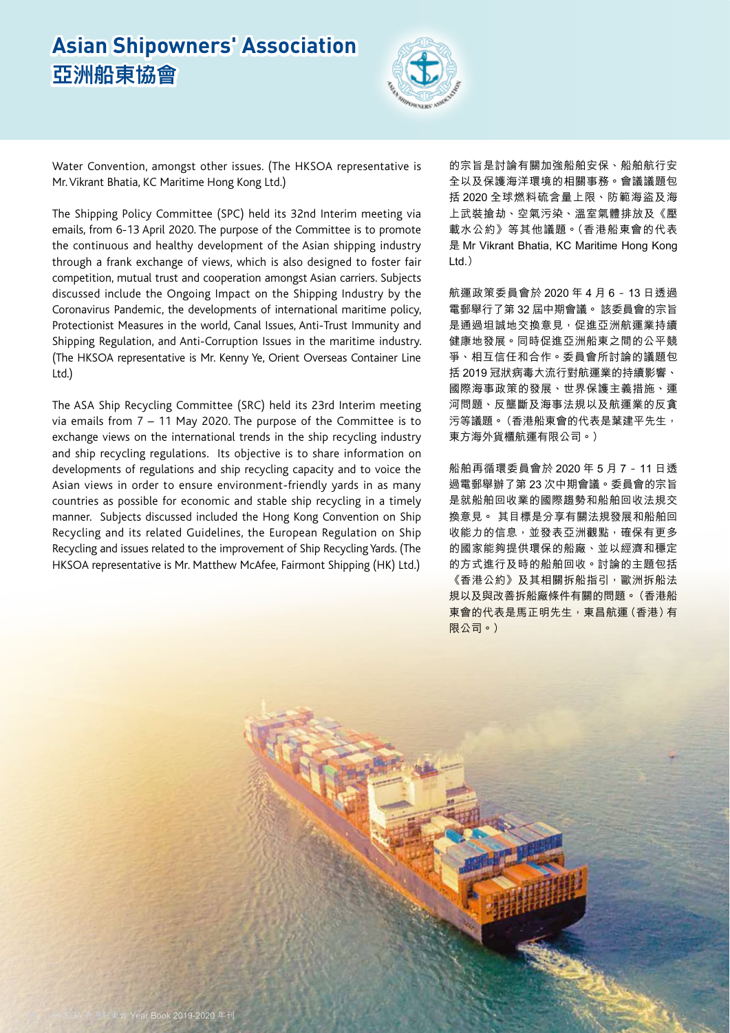# Asian Shipowners' Association
# 亞洲船東協會

Water Convention, amongst other issues. (The HKSOA representative is Mr. Vikrant Bhatia, KC Maritime Hong Kong Ltd.)

The Shipping Policy Committee (SPC) held its 32nd Interim meeting via emails, from 6-13 April 2020. The purpose of the Committee is to promote the continuous and healthy development of the Asian shipping industry through a frank exchange of views, which is also designed to foster fair competition, mutual trust and cooperation amongst Asian carriers. Subjects discussed include the Ongoing Impact on the Shipping Industry by the Coronavirus Pandemic, the developments of international maritime policy, Protectionist Measures in the world, Canal Issues, Anti-Trust Immunity and Shipping Regulation, and Anti-Corruption Issues in the maritime industry. (The HKSOA representative is Mr. Kenny Ye, Orient Overseas Container Line Ltd.)

The ASA Ship Recycling Committee (SRC) held its 23rd Interim meeting via emails from 7 – 11 May 2020. The purpose of the Committee is to exchange views on the international trends in the ship recycling industry and ship recycling regulations. Its objective is to share information on developments of regulations and ship recycling capacity and to voice the Asian views in order to ensure environment-friendly yards in as many countries as possible for economic and stable ship recycling in a timely manner. Subjects discussed included the Hong Kong Convention on Ship Recycling and its related Guidelines, the European Regulation on Ship Recycling and issues related to the improvement of Ship Recycling Yards. (The HKSOA representative is Mr. Matthew McAfee, Fairmont Shipping (HK) Ltd.)

的宗旨是討論有關加強船舶安保、船舶航行安全以及保護海洋環境的相關事務。會議議題包括 2020 全球燃料硫含量上限、防範海盜及海上武裝搶劫、空氣污染、溫室氣體排放及《壓載水公約》等其他議題。（香港船東會的代表是 Mr Vikrant Bhatia, KC Maritime Hong Kong Ltd.）

航運政策委員會於 2020 年 4 月 6 - 13 日透過電郵舉行了第 32 屆中期會議。 該委員會的宗旨是通過坦誠地交換意見，促進亞洲航運業持續健康地發展。同時促進亞洲船東之間的公平競爭、相互信任和合作。委員會所討論的議題包括 2019 冠狀病毒大流行對航運業的持續影響、國際海事政策的發展、世界保護主義措施、運河問題、反壟斷及海事法規以及航運業的反貪污等議題。（香港船東會的代表是葉建平先生，東方海外貨櫃航運有限公司。）

船舶再循環委員會於 2020 年 5 月 7 - 11 日透過電郵舉辦了第 23 次中期會議。委員會的宗旨是就船舶回收業的國際趨勢和船舶回收法規交換意見。 其目標是分享有關法規發展和船舶回收能力的信息，並發表亞洲觀點，確保有更多的國家能夠提供環保的船廠、並以經濟和穩定的方式進行及時的船舶回收。討論的主題包括《香港公約》及其相關拆船指引，歐洲拆船法規以及與改善拆船廠條件有關的問題。（香港船東會的代表是馬正明先生，東昌航運（香港）有限公司。）